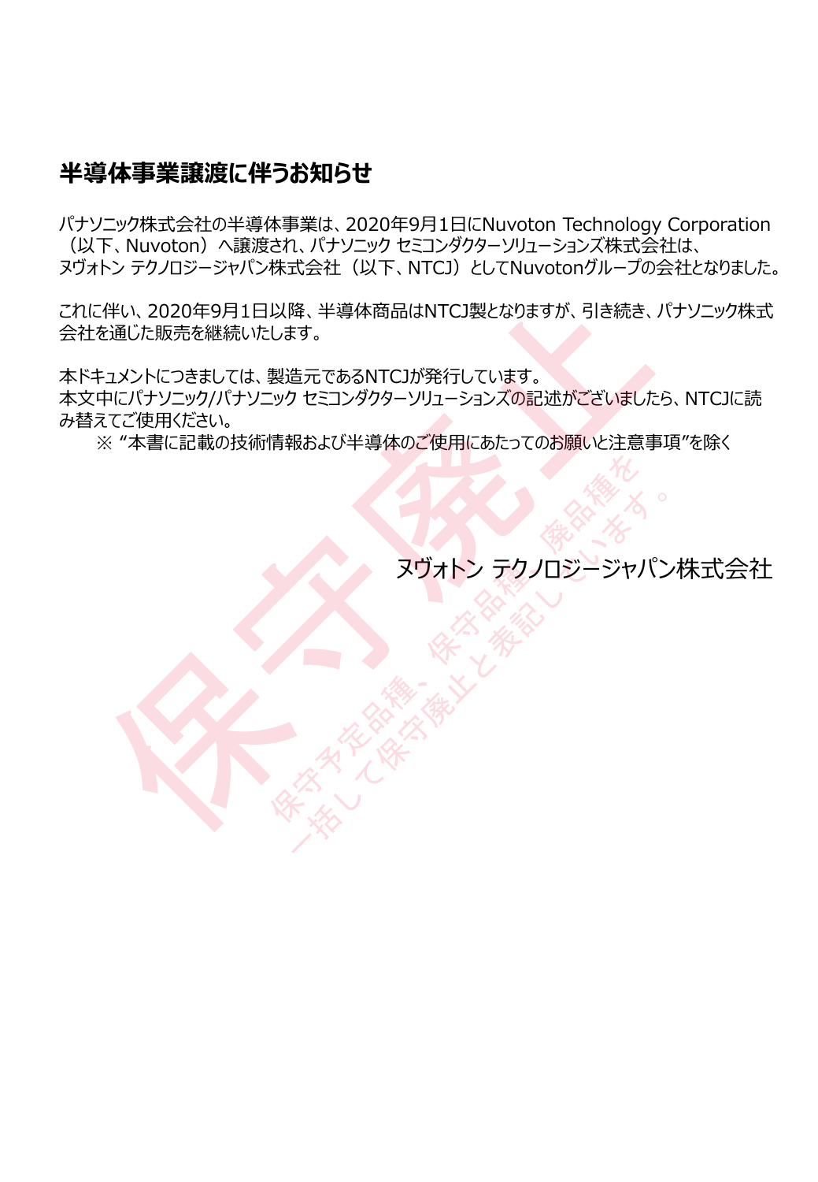# 半導体事業譲渡に伴うお知らせ

パナソニック株式会社の半導体事業は、2020年9月1日にNuvoton Technology Corporation（以下、Nuvoton）へ譲渡され、パナソニック セミコンダクターソリューションズ株式会社は、ヌヴォトン テクノロジージャパン株式会社（以下、NTCJ）としてNuvotonグループの会社となりました。

これに伴い、2020年9月1日以降、半導体商品はNTCJ製となりますが、引き続き、パナソニック株式会社を通じた販売を継続いたします。

本ドキュメントにつきましては、製造元であるNTCJが発行しています。
本文中にパナソニック/パナソニック セミコンダクターソリューションズの記述がございましたら、NTCJに読み替えてご使用ください。

※ "本書に記載の技術情報および半導体のご使用にあたってのお願いと注意事項"を除く

ヌヴォトン テクノロジージャパン株式会社

保守廃止

保守予定品種、保守品種、廃品種を一括して保守廃止と表記しています。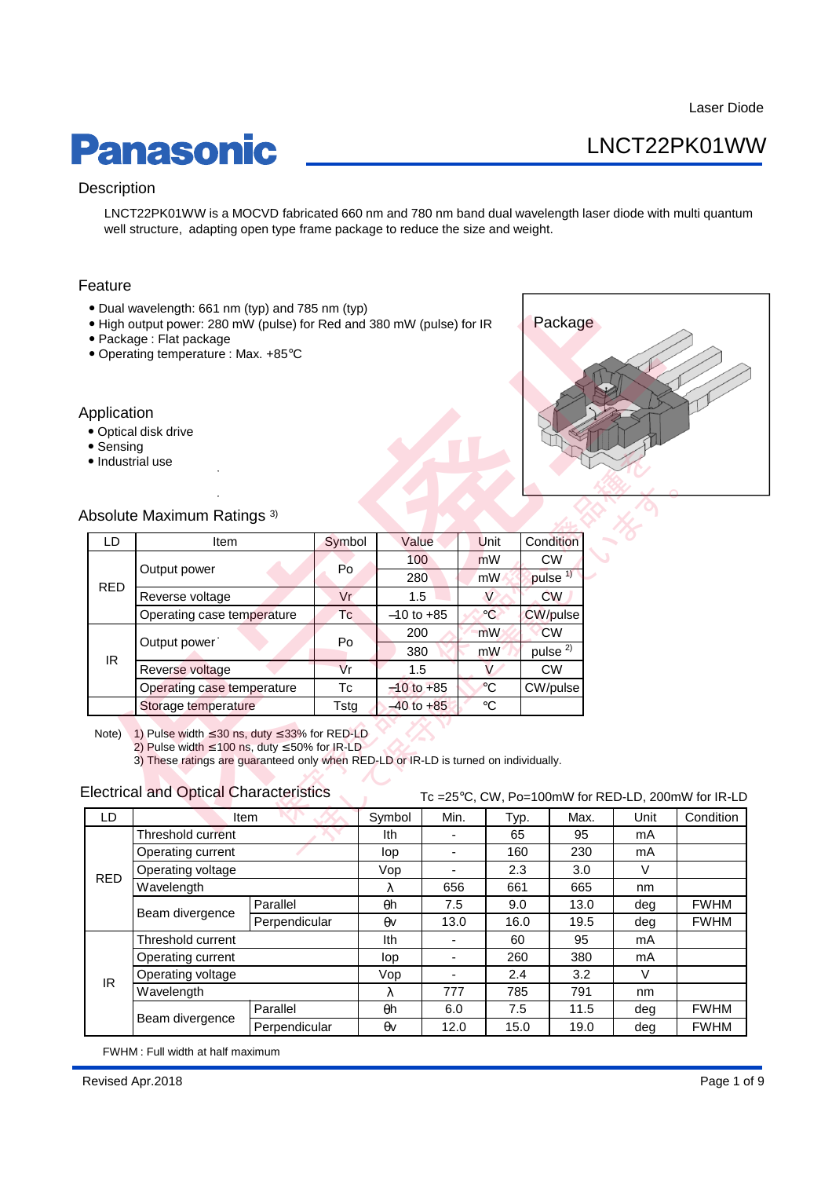Laser Diode

# Panasonic LNCT22PK01WW

## Description

LNCT22PK01WW is a MOCVD fabricated 660 nm and 780 nm band dual wavelength laser diode with multi quantum well structure, adapting open type frame package to reduce the size and weight.

## Feature

- Dual wavelength: 661 nm (typ) and 785 nm (typ)
- High output power: 280 mW (pulse) for Red and 380 mW (pulse) for IR
- Package : Flat package
- Operating temperature : Max. +85℃

Package

## Application

- Optical disk drive
- Sensing
- Industrial use

## Absolute Maximum Ratings [3]

| LD | Item | Symbol | Value | Unit | Condition |
|---|---|---|---|---|---|
| RED | Output power | Po | 100 | mW | CW |
| | | | 280 | mW | pulse [1] |
| | Reverse voltage | Vr | 1.5 | V | CW |
| | Operating case temperature | Tc | –10 to +85 | ℃ | CW/pulse |
| IR | Output power | Po | 200 | mW | CW |
| | | | 380 | mW | pulse [2] |
| | Reverse voltage | Vr | 1.5 | V | CW |
| | Operating case temperature | Tc | –10 to +85 | ℃ | CW/pulse |
| | Storage temperature | Tstg | –40 to +85 | ℃ | |

Note) 1) Pulse width ≤30 ns, duty ≤33% for RED-LD
2) Pulse width ≤100 ns, duty ≤50% for IR-LD
3) These ratings are guaranteed only when RED-LD or IR-LD is turned on individually.

## Electrical and Optical Characteristics

Tc =25℃, CW, Po=100mW for RED-LD, 200mW for IR-LD

| LD | Item | | Symbol | Min. | Typ. | Max. | Unit | Condition |
|---|---|---|---|---|---|---|---|---|
| RED | Threshold current | | Ith | - | 65 | 95 | mA | |
| | Operating current | | Iop | - | 160 | 230 | mA | |
| | Operating voltage | | Vop | - | 2.3 | 3.0 | V | |
| | Wavelength | | λ | 656 | 661 | 665 | nm | |
| | Beam divergence | Parallel | θh | 7.5 | 9.0 | 13.0 | deg | FWHM |
| | | Perpendicular | θv | 13.0 | 16.0 | 19.5 | deg | FWHM |
| IR | Threshold current | | Ith | - | 60 | 95 | mA | |
| | Operating current | | Iop | - | 260 | 380 | mA | |
| | Operating voltage | | Vop | - | 2.4 | 3.2 | V | |
| | Wavelength | | λ | 777 | 785 | 791 | nm | |
| | Beam divergence | Parallel | θh | 6.0 | 7.5 | 11.5 | deg | FWHM |
| | | Perpendicular | θv | 12.0 | 15.0 | 19.0 | deg | FWHM |

FWHM : Full width at half maximum

Revised Apr.2018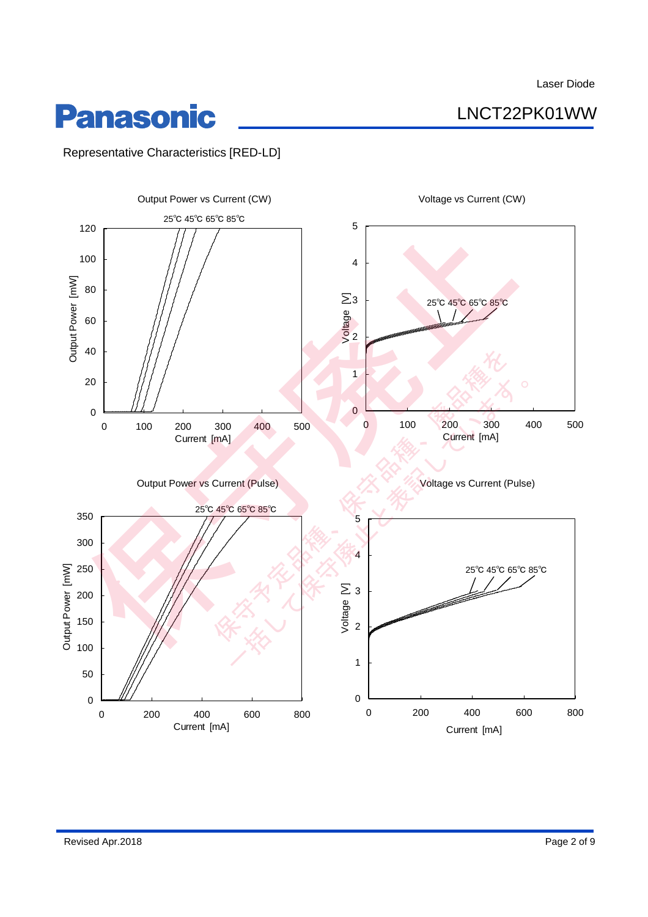## Representative Characteristics [RED-LD]

Output Power vs Current (CW)

25℃ 45℃ 65℃ 85℃

Output Power [mW]

Current [mA]

Voltage vs Current (CW)

25℃ 45℃ 65℃ 85℃

Voltage [V]

Current [mA]

Output Power vs Current (Pulse)

25℃ 45℃ 65℃ 85℃

Output Power [mW]

Current [mA]

Voltage vs Current (Pulse)

25℃ 45℃ 65℃ 85℃

Voltage [V]

Current [mA]

保守廃止

保守予定品種、保守品種、廃品種を一括して保守廃止と表記しています。

Revised Apr.2018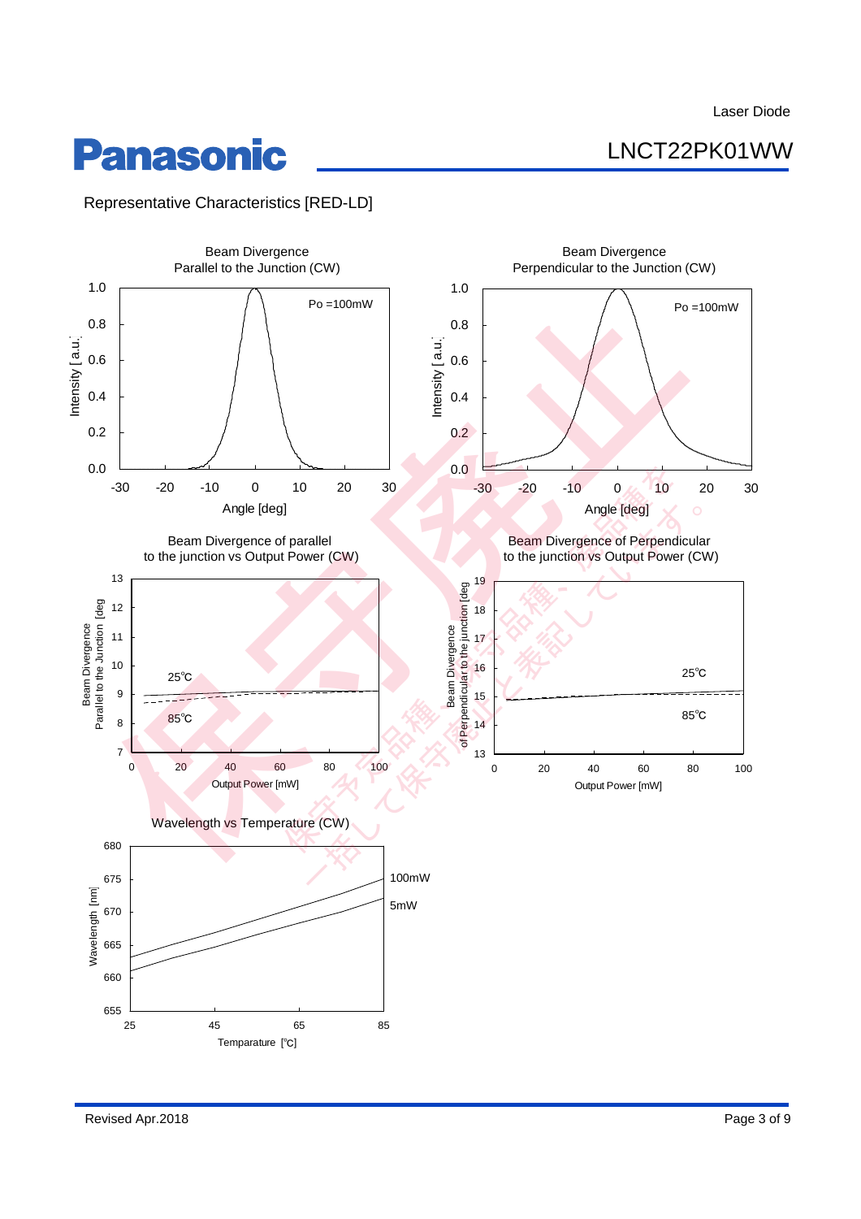## Representative Characteristics [RED-LD]

Beam Divergence
Parallel to the Junction (CW)

Po =100mW

Intensity [a.u.]

Angle [deg]

Beam Divergence
Perpendicular to the Junction (CW)

Po =100mW

Intensity [a.u.]

Angle [deg]

Beam Divergence of parallel
to the junction vs Output Power (CW)

25℃

85℃

Beam Divergence
Parallel to the Junction [deg

Output Power [mW]

Beam Divergence of Perpendicular
to the junction vs Output Power (CW)

25℃

85℃

Beam Divergence
of Perpendicular to the junction [deg

Output Power [mW]

Wavelength vs Temperature (CW)

100mW

5mW

Wavelength [nm]

Temparature [℃]

保守予定品種
一括して保守廃止と表記しています。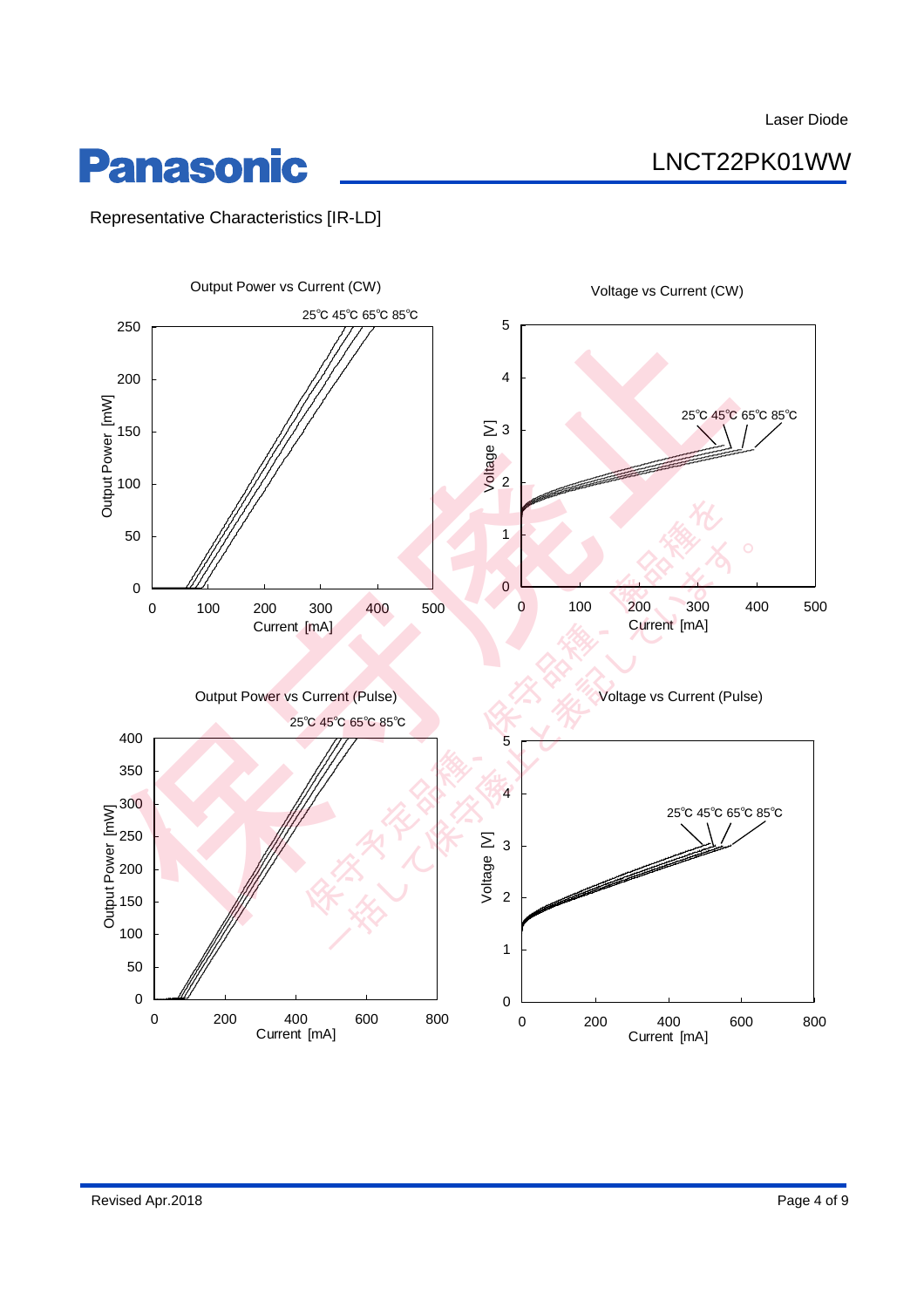# Representative Characteristics [IR-LD]

Output Power vs Current (CW)

25℃ 45℃ 65℃ 85℃

Output Power [mW]

Current [mA]

Voltage vs Current (CW)

25℃ 45℃ 65℃ 85℃

Voltage [V]

Current [mA]

Output Power vs Current (Pulse)

25℃ 45℃ 65℃ 85℃

Output Power [mW]

Current [mA]

Voltage vs Current (Pulse)

25℃ 45℃ 65℃ 85℃

Voltage [V]

Current [mA]

Revised Apr.2018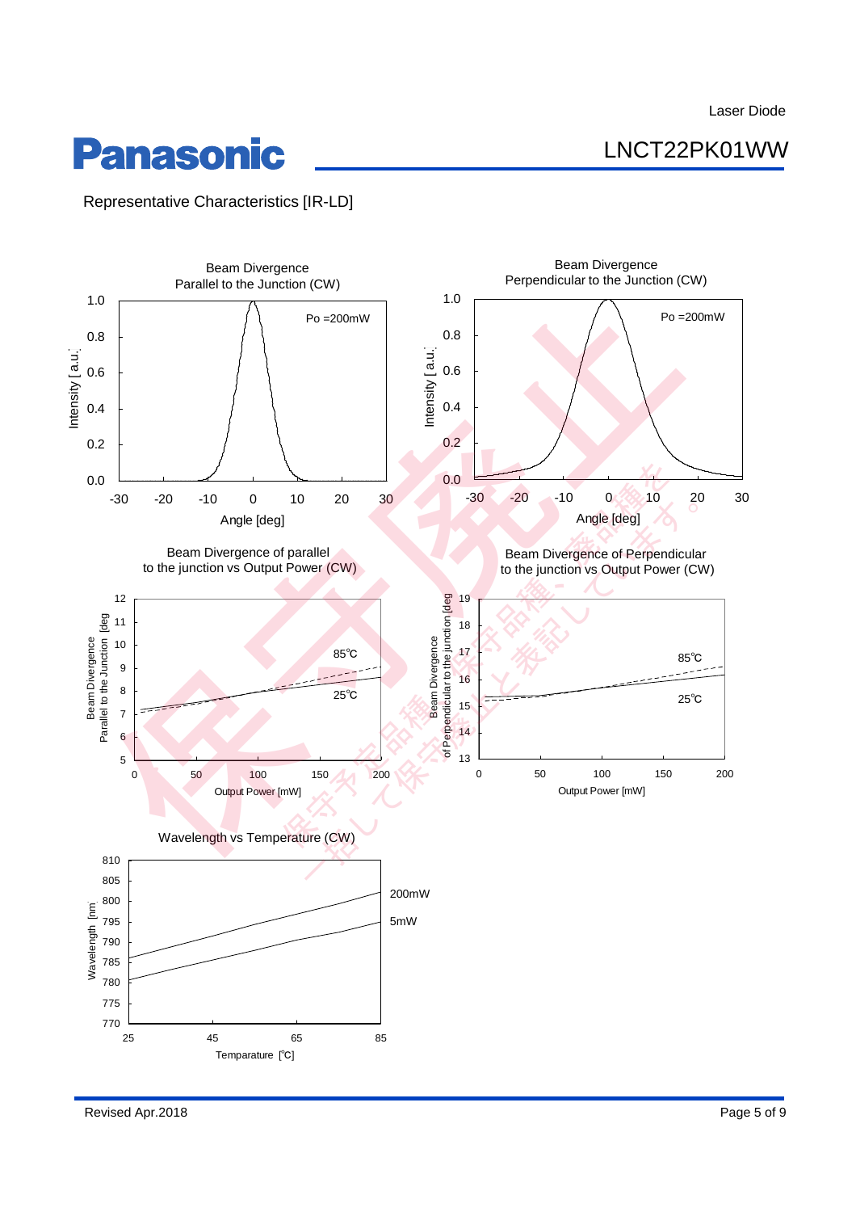## Representative Characteristics [IR-LD]

**Beam Divergence Parallel to the Junction (CW)**

Po =200mW

Intensity [a.u.]: 0.0, 0.2, 0.4, 0.6, 0.8, 1.0

Angle [deg]: -30, -20, -10, 0, 10, 20, 30

**Beam Divergence Perpendicular to the Junction (CW)**

Po =200mW

Intensity [a.u.]: 0.0, 0.2, 0.4, 0.6, 0.8, 1.0

Angle [deg]: -30, -20, -10, 0, 10, 20, 30

**Beam Divergence of parallel to the junction vs Output Power (CW)**

85℃
25℃

Beam Divergence Parallel to the Junction [deg]: 5, 6, 7, 8, 9, 10, 11, 12

Output Power [mW]: 0, 50, 100, 150, 200

**Beam Divergence of Perpendicular to the junction vs Output Power (CW)**

85℃
25℃

Beam Divergence of Perpendicular to the junction [deg]: 13, 14, 15, 16, 17, 18, 19

Output Power [mW]: 0, 50, 100, 150, 200

**Wavelength vs Temperature (CW)**

200mW
5mW

Wavelength [nm]: 770, 775, 780, 785, 790, 795, 800, 805, 810

Temparature [℃]: 25, 45, 65, 85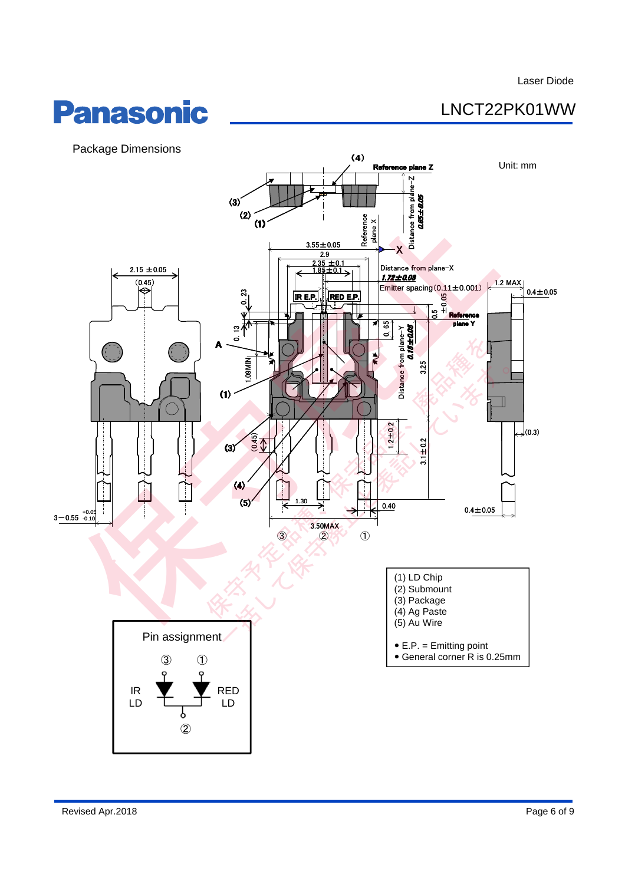## Package Dimensions

Unit: mm

(4)

Reference plane Z

(3)

(2)

(1)

Reference plane X

Distance from plane−Z 0.65±0.05

3.55±0.05

2.9

2.35 ±0.1

1.85±0.1

Distance from plane−X 1.72±0.08

Emitter spacing (0.11±0.001)

1.2 MAX

0.4±0.05

2.15 ±0.05

(0.45)

0.23

IR E.P.

RED E.P.

0.5 ±0.05

Reference plane Y

0.13

0.65

A

1.09MIN

Distance from plane−Y 0.15±0.05

3.25

(1)

(3)

(0.45)

1.2±0.2

3.1±0.2

(0.3)

(4)

(5)

1.30

0.40

0.4±0.05

3−0.55 +0.05 −0.10

3.50MAX

③ ② ①

Pin assignment

③ ①

IR LD

RED LD

②

(1) LD Chip
(2) Submount
(3) Package
(4) Ag Paste
(5) Au Wire

- E.P. = Emitting point
- General corner R is 0.25mm

Revised Apr.2018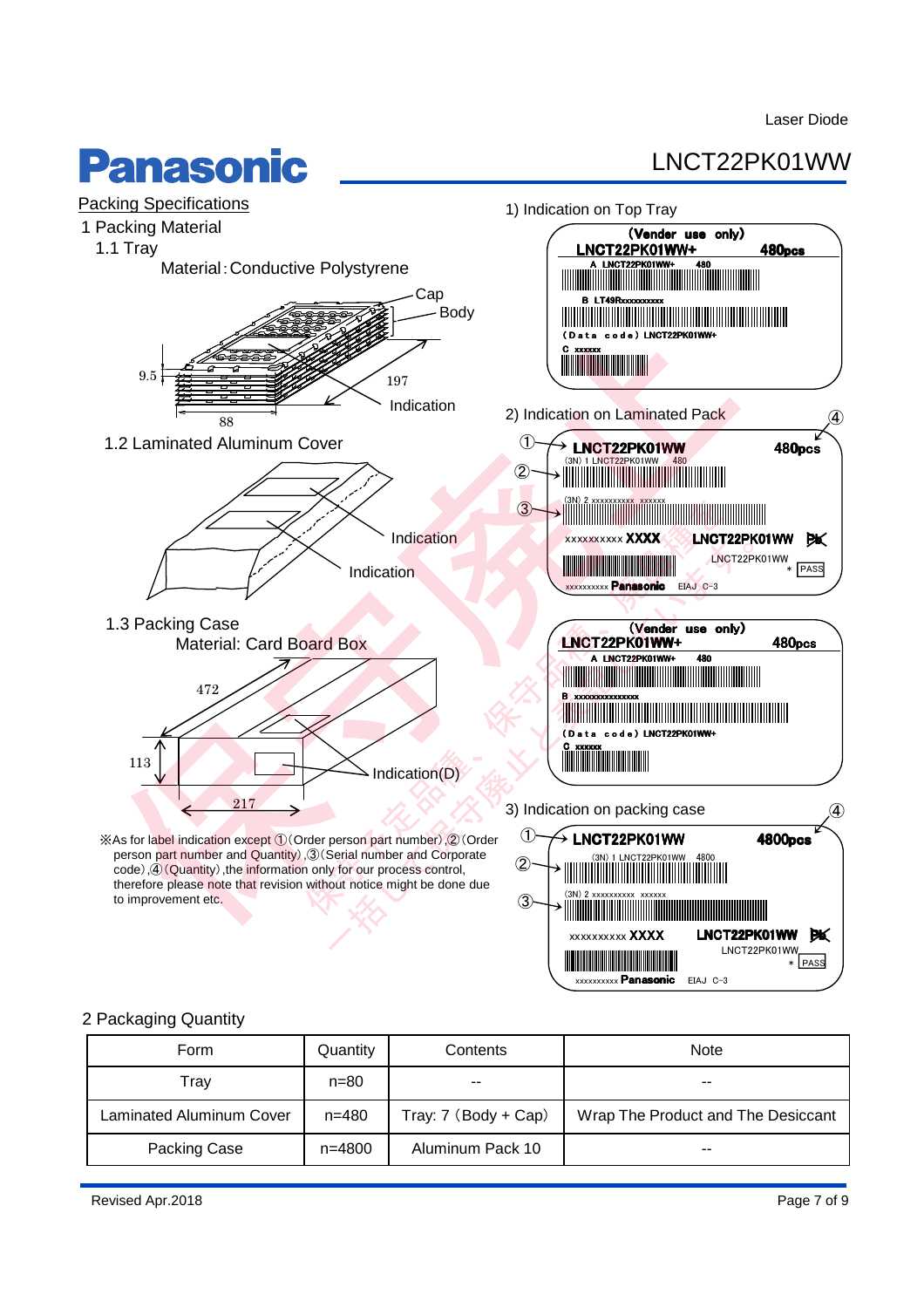## Packing Specifications

### 1 Packing Material

#### 1.1 Tray

Material：Conductive Polystyrene

Cap

Body

9.5

197

Indication

88

#### 1.2 Laminated Aluminum Cover

Indication

Indication

#### 1.3 Packing Case

Material: Card Board Box

472

113

Indication(D)

217

※As for label indication except ①(Order person part number),②(Order person part number and Quantity),③(Serial number and Corporate code),④(Quantity),the information only for our process control, therefore please note that revision without notice might be done due to improvement etc.

1) Indication on Top Tray

(Vender use only)
LNCT22PK01WW+ 480pcs
A LNCT22PK01WW+ 480
B LT49Rxxxxxxxxxx
(Data code) LNCT22PK01WW+
C xxxxxx

2) Indication on Laminated Pack

① LNCT22PK01WW 480pcs ④
(3N) 1 LNCT22PK01WW 480
②
(3N) 2 xxxxxxxxxx xxxxxx
③
xxxxxxxxxx XXXX LNCT22PK01WW Pb
LNCT22PK01WW
* PASS
xxxxxxxxxx Panasonic EIAJ C-3

(Vender use only)
LNCT22PK01WW+ 480pcs
A LNCT22PK01WW+ 480
B xxxxxxxxxxxxxxx
(Data code) LNCT22PK01WW+
C xxxxxx

3) Indication on packing case

① LNCT22PK01WW 4800pcs ④
(3N) 1 LNCT22PK01WW 4800
②
(3N) 2 xxxxxxxxxx xxxxxx
③
xxxxxxxxxx XXXX LNCT22PK01WW Pb
LNCT22PK01WW
* PASS
xxxxxxxxxx Panasonic EIAJ C-3

### 2 Packaging Quantity

| Form | Quantity | Contents | Note |
|---|---|---|---|
| Tray | n=80 | -- | -- |
| Laminated Aluminum Cover | n=480 | Tray: 7 (Body + Cap) | Wrap The Product and The Desiccant |
| Packing Case | n=4800 | Aluminum Pack 10 | -- |

Revised Apr.2018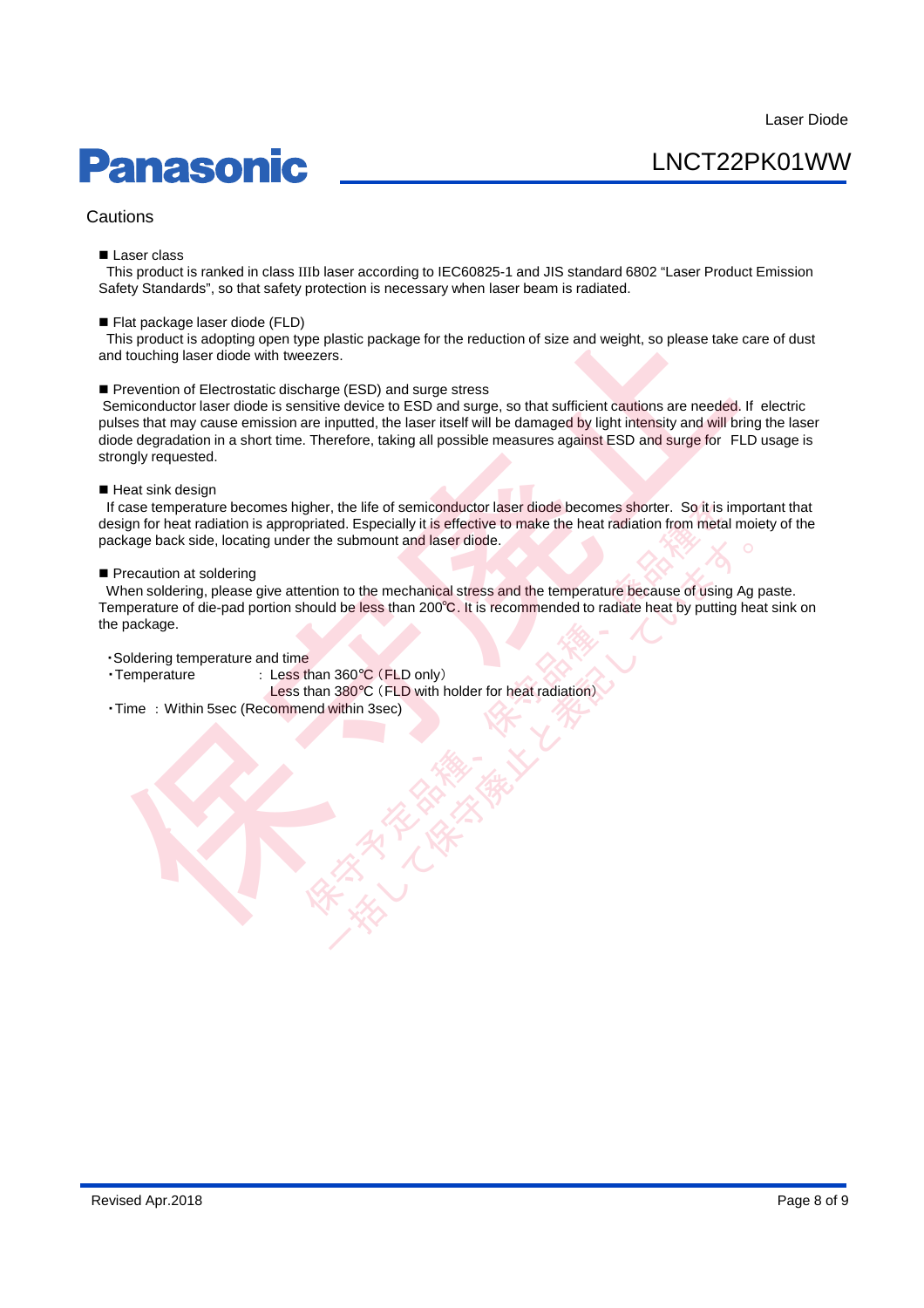## Cautions

■ Laser class

This product is ranked in class IIIb laser according to IEC60825-1 and JIS standard 6802 "Laser Product Emission Safety Standards", so that safety protection is necessary when laser beam is radiated.

■ Flat package laser diode (FLD)

This product is adopting open type plastic package for the reduction of size and weight, so please take care of dust and touching laser diode with tweezers.

■ Prevention of Electrostatic discharge (ESD) and surge stress

Semiconductor laser diode is sensitive device to ESD and surge, so that sufficient cautions are needed. If electric pulses that may cause emission are inputted, the laser itself will be damaged by light intensity and will bring the laser diode degradation in a short time. Therefore, taking all possible measures against ESD and surge for FLD usage is strongly requested.

■ Heat sink design

If case temperature becomes higher, the life of semiconductor laser diode becomes shorter. So it is important that design for heat radiation is appropriated. Especially it is effective to make the heat radiation from metal moiety of the package back side, locating under the submount and laser diode.

■ Precaution at soldering

When soldering, please give attention to the mechanical stress and the temperature because of using Ag paste. Temperature of die-pad portion should be less than 200℃. It is recommended to radiate heat by putting heat sink on the package.

・Soldering temperature and time

・Temperature : Less than 360℃（FLD only）
Less than 380℃（FLD with holder for heat radiation）

・Time : Within 5sec (Recommend within 3sec)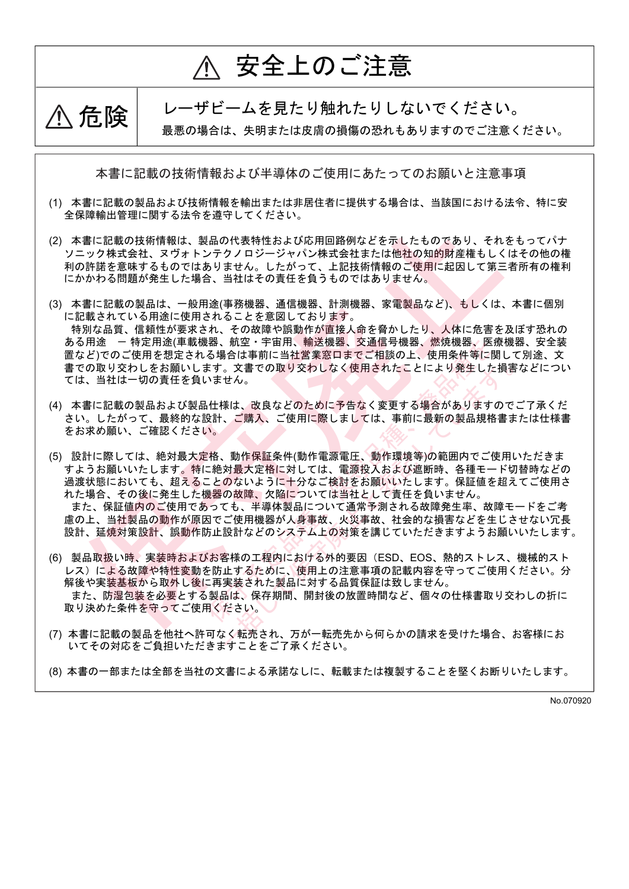# ⚠ 安全上のご注意

| | |
|---|---|
| ⚠ 危険 | レーザビームを見たり触れたりしないでください。<br>最悪の場合は、失明または皮膚の損傷の恐れもありますのでご注意ください。 |

本書に記載の技術情報および半導体のご使用にあたってのお願いと注意事項

(1) 本書に記載の製品および技術情報を輸出または非居住者に提供する場合は、当該国における法令、特に安全保障輸出管理に関する法令を遵守してください。

(2) 本書に記載の技術情報は、製品の代表特性および応用回路例などを示したものであり、それをもってパナソニック株式会社、ヌヴォトンテクノロジージャパン株式会社または他社の知的財産権もしくはその他の権利の許諾を意味するものではありません。したがって、上記技術情報のご使用に起因して第三者所有の権利にかかわる問題が発生した場合、当社はその責任を負うものではありません。

(3) 本書に記載の製品は、一般用途(事務機器、通信機器、計測機器、家電製品など)、もしくは、本書に個別に記載されている用途に使用されることを意図しております。
特別な品質、信頼性が要求され、その故障や誤動作が直接人命を脅かしたり、人体に危害を及ぼす恐れのある用途　ー 特定用途(車載機器、航空・宇宙用、輸送機器、交通信号機器、燃焼機器、医療機器、安全装置など)でのご使用を想定される場合は事前に当社営業窓口までご相談の上、使用条件等に関して別途、文書での取り交わしをお願いします。文書での取り交わしなく使用されたことにより発生した損害などについては、当社は一切の責任を負いません。

(4) 本書に記載の製品および製品仕様は、改良などのために予告なく変更する場合がありますのでご了承ください。したがって、最終的な設計、ご購入、ご使用に際しましては、事前に最新の製品規格書または仕様書をお求め願い、ご確認ください。

(5) 設計に際しては、絶対最大定格、動作保証条件(動作電源電圧、動作環境等)の範囲内でご使用いただきますようお願いいたします。特に絶対最大定格に対しては、電源投入および遮断時、各種モード切替時などの過渡状態においても、超えることのないように十分なご検討をお願いいたします。保証値を超えてご使用された場合、その後に発生した機器の故障、欠陥については当社として責任を負いません。
また、保証値内のご使用であっても、半導体製品について通常予測される故障発生率、故障モードをご考慮の上、当社製品の動作が原因でご使用機器が人身事故、火災事故、社会的な損害などを生じさせない冗長設計、延焼対策設計、誤動作防止設計などのシステム上の対策を講じていただきますようお願いいたします。

(6) 製品取扱い時、実装時およびお客様の工程内における外的要因（ESD、EOS、熱的ストレス、機械的ストレス）による故障や特性変動を防止するために、使用上の注意事項の記載内容を守ってご使用ください。分解後や実装基板から取外し後に再実装された製品に対する品質保証は致しません。
また、防湿包装を必要とする製品は、保存期間、開封後の放置時間など、個々の仕様書取り交わしの折に取り決めた条件を守ってご使用ください。

(7) 本書に記載の製品を他社へ許可なく転売され、万が一転売先から何らかの請求を受けた場合、お客様においてその対応をご負担いただきますことをご了承ください。

(8) 本書の一部または全部を当社の文書による承諾なしに、転載または複製することを堅くお断りいたします。

No.070920